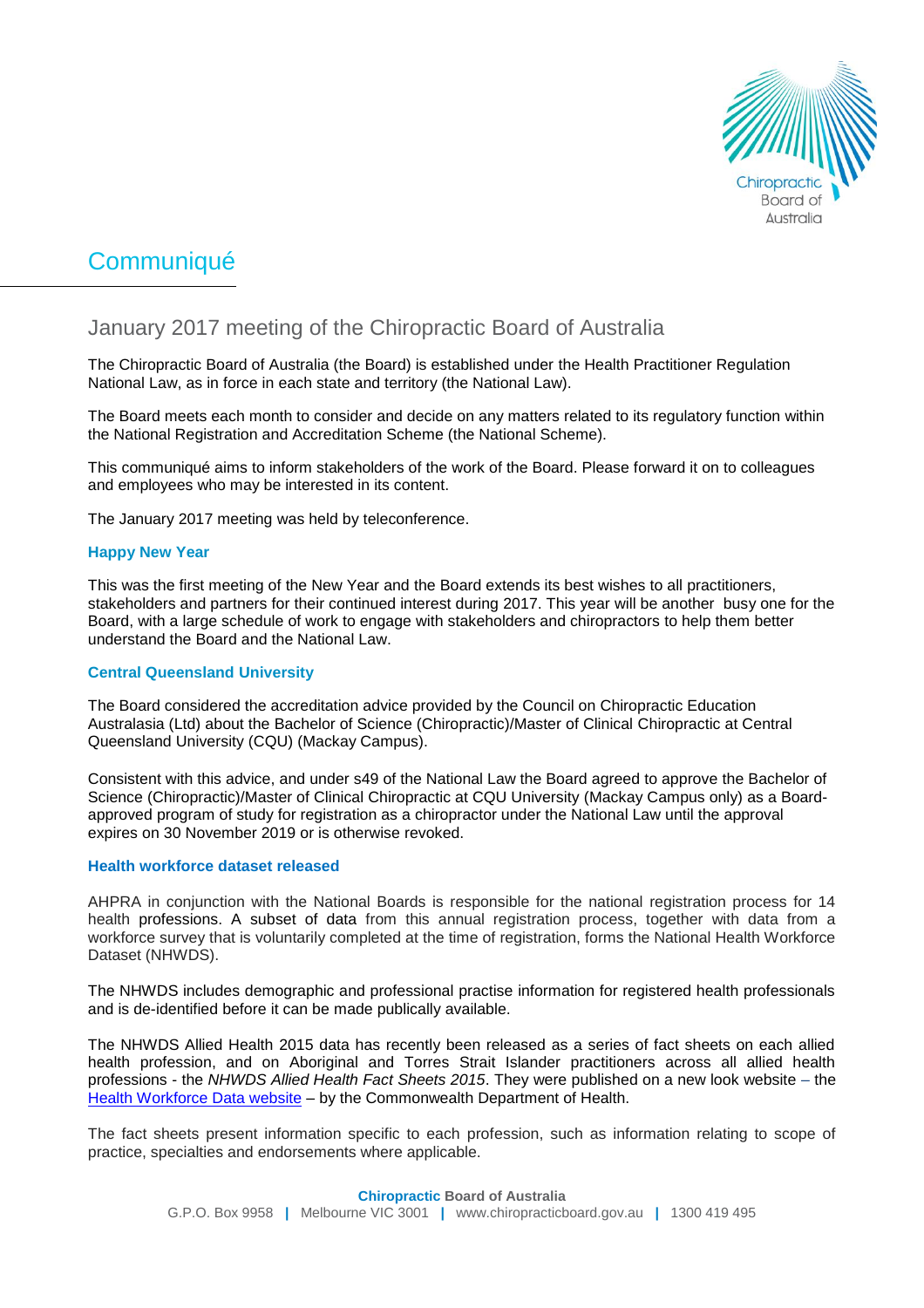# Communiqué

## January 2017 meeting of the Chiropractic Board of Australia

The Chiropractic Board of Australia (the Board) is established under the Health Practitioner Regulation National Law, as in force in each state and territory (the National Law).

The Board meets each month to consider and decide on any matters related to its regulatory function within the National Registration and Accreditation Scheme (the National Scheme).

This communiqué aims to inform stakeholders of the work of the Board. Please forward it on to colleagues and employees who may be interested in its content.

The January 2017 meeting was held by teleconference.

### Happy New Year

This was the first meeting of the New Year and the Board extends its best wishes to all practitioners, stakeholders and partners for their continued interest during 2017. This year will be another busy one for the Board, with a large schedule of work to engage with stakeholders and chiropractors to help them better understand the Board and the National Law.

### Central Queensland University

The Board considered the accreditation advice provided by the Council on Chiropractic Education Australasia (Ltd) about the Bachelor of Science (Chiropractic)/Master of Clinical Chiropractic at Central Queensland University (CQU) (Mackay Campus).

Consistent with this advice, and under s49 of the National Law the Board agreed to approve the Bachelor of Science (Chiropractic)/Master of Clinical Chiropractic at CQU University (Mackay Campus only) as a Board-approved program of study for registration as a chiropractor under the National Law until the approval expires on 30 November 2019 or is otherwise revoked.

### Health workforce dataset released

AHPRA in conjunction with the National Boards is responsible for the national registration process for 14 health professions. A subset of data from this annual registration process, together with data from a workforce survey that is voluntarily completed at the time of registration, forms the National Health Workforce Dataset (NHWDS).

The NHWDS includes demographic and professional practise information for registered health professionals and is de-identified before it can be made publically available.

The NHWDS Allied Health 2015 data has recently been released as a series of fact sheets on each allied health profession, and on Aboriginal and Torres Strait Islander practitioners across all allied health professions - the *NHWDS Allied Health Fact Sheets 2015*. They were published on a new look website – the [Health Workforce Data website] – by the Commonwealth Department of Health.

The fact sheets present information specific to each profession, such as information relating to scope of practice, specialties and endorsements where applicable.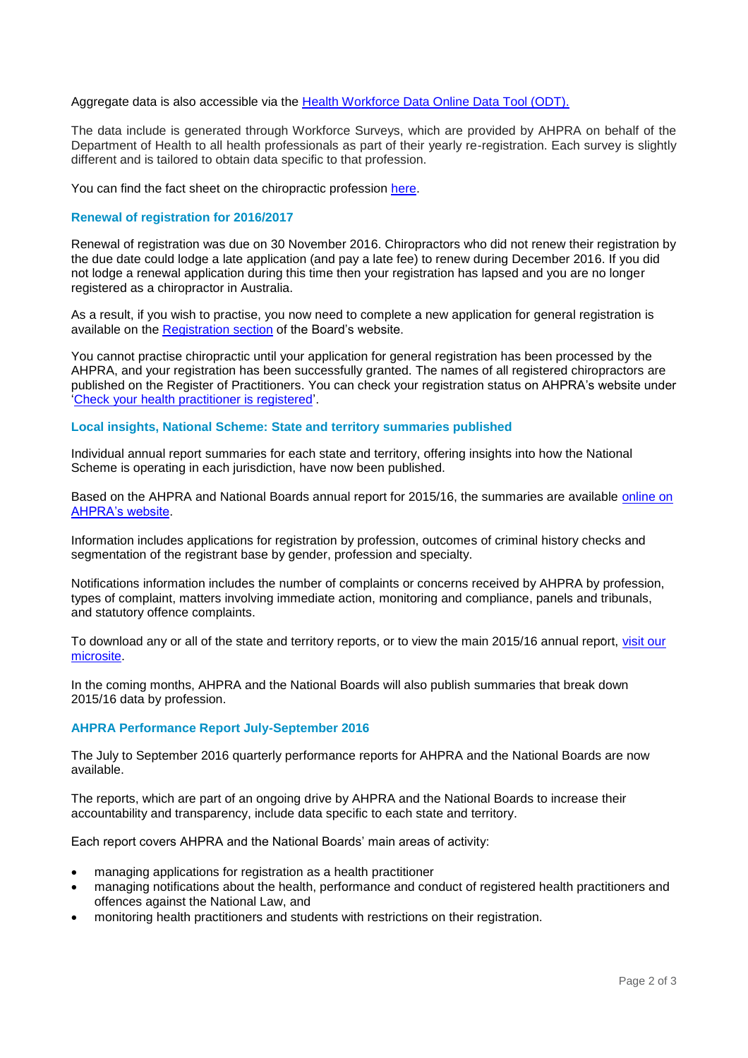Aggregate data is also accessible via the [Health Workforce Data Online Data Tool (ODT).](#)

The data include is generated through Workforce Surveys, which are provided by AHPRA on behalf of the Department of Health to all health professionals as part of their yearly re-registration. Each survey is slightly different and is tailored to obtain data specific to that profession.

You can find the fact sheet on the chiropractic profession [here](#).

### Renewal of registration for 2016/2017

Renewal of registration was due on 30 November 2016. Chiropractors who did not renew their registration by the due date could lodge a late application (and pay a late fee) to renew during December 2016. If you did not lodge a renewal application during this time then your registration has lapsed and you are no longer registered as a chiropractor in Australia.

As a result, if you wish to practise, you now need to complete a new application for general registration is available on the [Registration section](#) of the Board's website.

You cannot practise chiropractic until your application for general registration has been processed by the AHPRA, and your registration has been successfully granted. The names of all registered chiropractors are published on the Register of Practitioners. You can check your registration status on AHPRA's website under '[Check your health practitioner is registered](#)'.

### Local insights, National Scheme: State and territory summaries published

Individual annual report summaries for each state and territory, offering insights into how the National Scheme is operating in each jurisdiction, have now been published.

Based on the AHPRA and National Boards annual report for 2015/16, the summaries are available [online on AHPRA's website](#).

Information includes applications for registration by profession, outcomes of criminal history checks and segmentation of the registrant base by gender, profession and specialty.

Notifications information includes the number of complaints or concerns received by AHPRA by profession, types of complaint, matters involving immediate action, monitoring and compliance, panels and tribunals, and statutory offence complaints.

To download any or all of the state and territory reports, or to view the main 2015/16 annual report, [visit our microsite](#).

In the coming months, AHPRA and the National Boards will also publish summaries that break down 2015/16 data by profession.

### AHPRA Performance Report July-September 2016

The July to September 2016 quarterly performance reports for AHPRA and the National Boards are now available.

The reports, which are part of an ongoing drive by AHPRA and the National Boards to increase their accountability and transparency, include data specific to each state and territory.

Each report covers AHPRA and the National Boards' main areas of activity:

- managing applications for registration as a health practitioner
- managing notifications about the health, performance and conduct of registered health practitioners and offences against the National Law, and
- monitoring health practitioners and students with restrictions on their registration.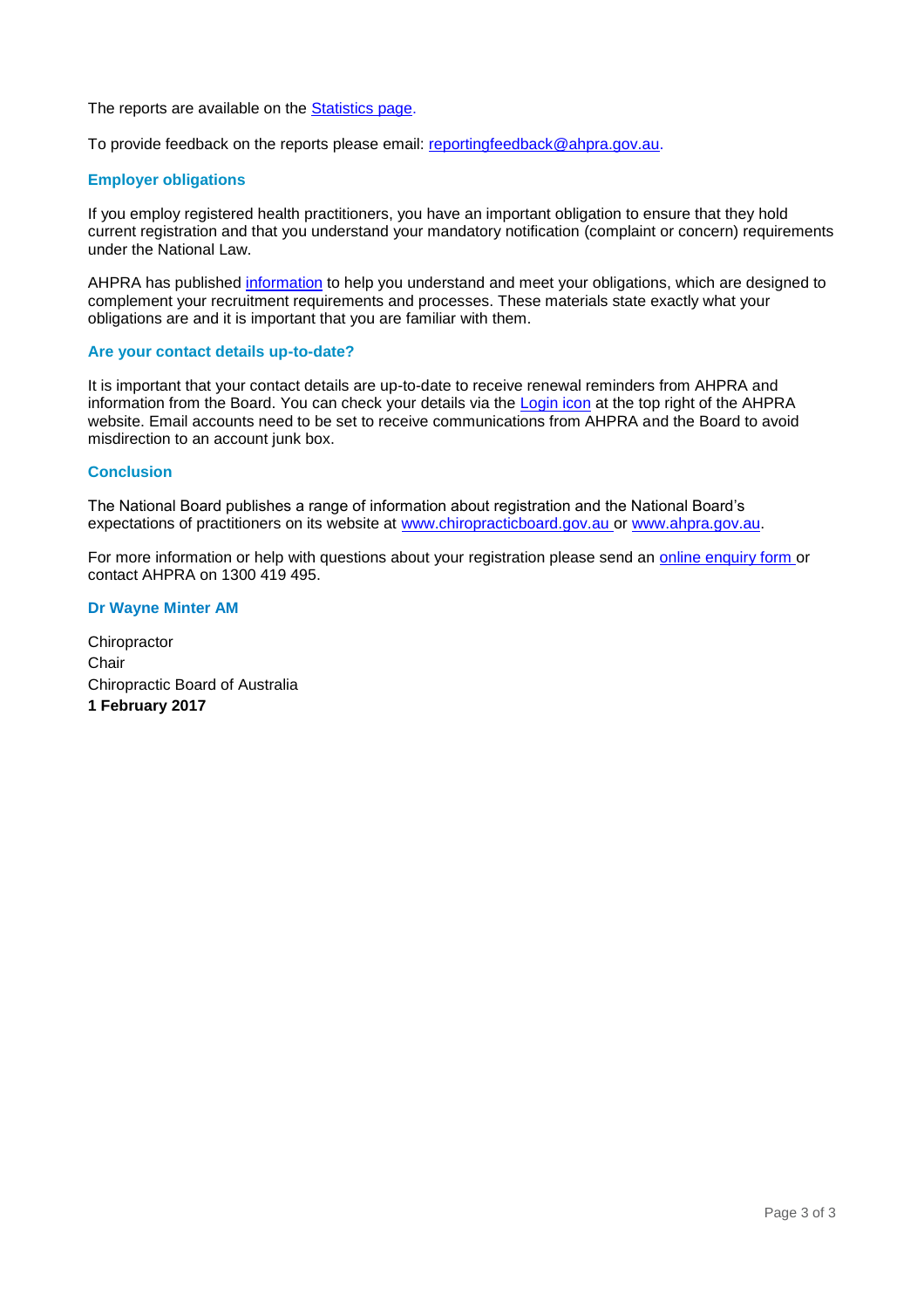The reports are available on the [Statistics page](#).

To provide feedback on the reports please email: [reportingfeedback@ahpra.gov.au](mailto:reportingfeedback@ahpra.gov.au).

### Employer obligations

If you employ registered health practitioners, you have an important obligation to ensure that they hold current registration and that you understand your mandatory notification (complaint or concern) requirements under the National Law.

AHPRA has published [information](#) to help you understand and meet your obligations, which are designed to complement your recruitment requirements and processes. These materials state exactly what your obligations are and it is important that you are familiar with them.

### Are your contact details up-to-date?

It is important that your contact details are up-to-date to receive renewal reminders from AHPRA and information from the Board. You can check your details via the [Login icon](#) at the top right of the AHPRA website. Email accounts need to be set to receive communications from AHPRA and the Board to avoid misdirection to an account junk box.

### Conclusion

The National Board publishes a range of information about registration and the National Board's expectations of practitioners on its website at [www.chiropracticboard.gov.au](http://www.chiropracticboard.gov.au) or [www.ahpra.gov.au](http://www.ahpra.gov.au).

For more information or help with questions about your registration please send an [online enquiry form](#) or contact AHPRA on 1300 419 495.

### Dr Wayne Minter AM

Chiropractor
Chair
Chiropractic Board of Australia
**1 February 2017**